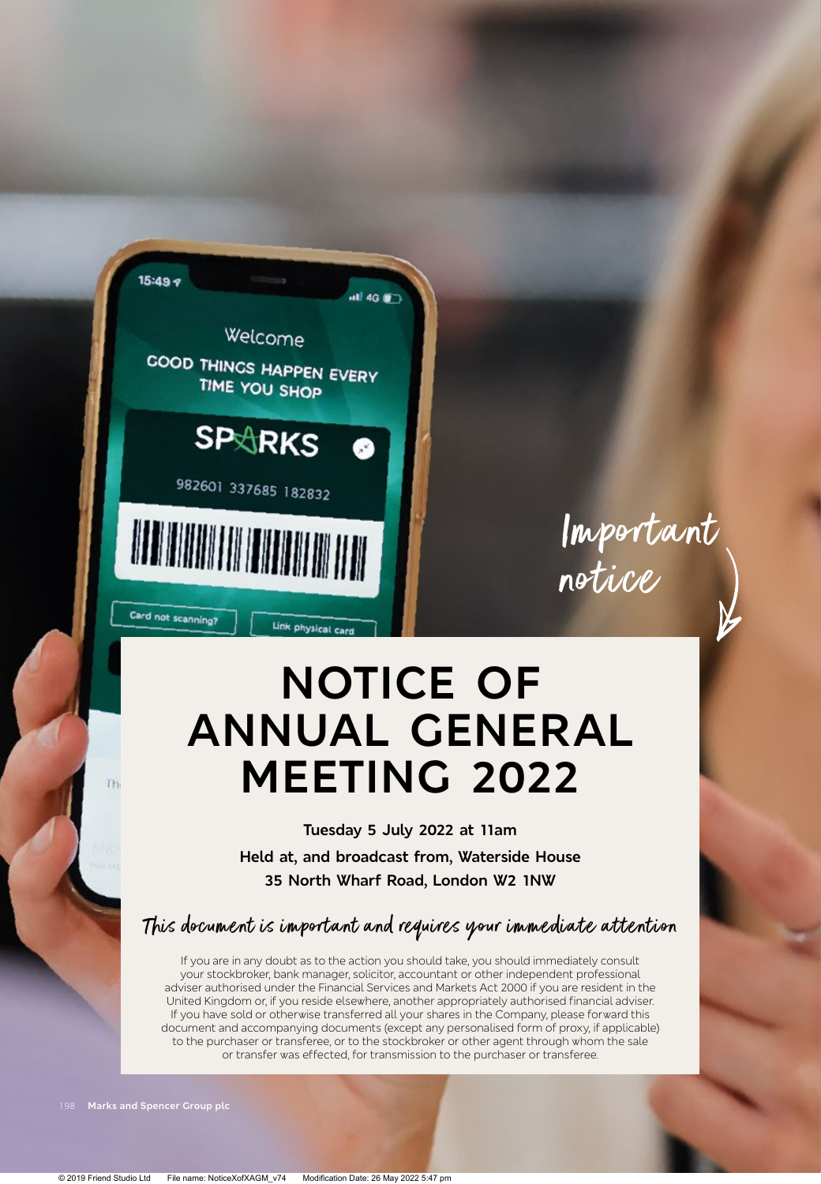*Important notice*

# NOTICE OF ANNUAL GENERAL MEETING 2022

**Tuesday 5 July 2022 at 11am**

**Held at, and broadcast from, Waterside House**
**35 North Wharf Road, London W2 1NW**

*This document is important and requires your immediate attention*

If you are in any doubt as to the action you should take, you should immediately consult your stockbroker, bank manager, solicitor, accountant or other independent professional adviser authorised under the Financial Services and Markets Act 2000 if you are resident in the United Kingdom or, if you reside elsewhere, another appropriately authorised financial adviser. If you have sold or otherwise transferred all your shares in the Company, please forward this document and accompanying documents (except any personalised form of proxy, if applicable) to the purchaser or transferee, or to the stockbroker or other agent through whom the sale or transfer was effected, for transmission to the purchaser or transferee.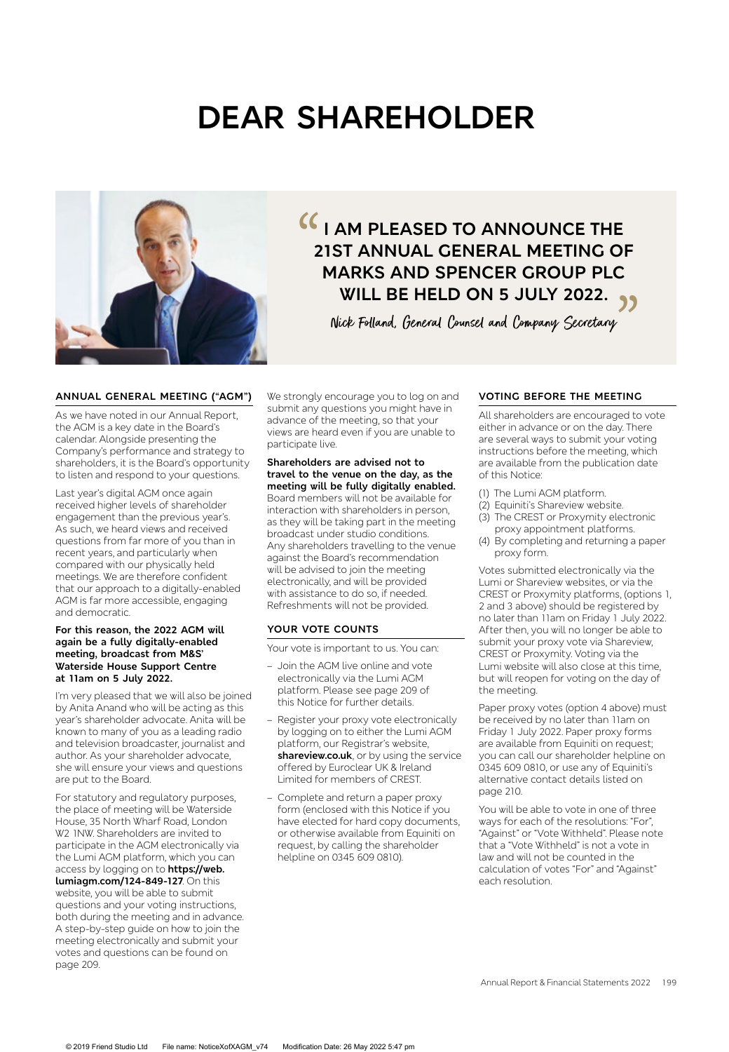# DEAR SHAREHOLDER

> "I AM PLEASED TO ANNOUNCE THE 21ST ANNUAL GENERAL MEETING OF MARKS AND SPENCER GROUP PLC WILL BE HELD ON 5 JULY 2022."
>
> *Nick Folland, General Counsel and Company Secretary*

## ANNUAL GENERAL MEETING ("AGM")

As we have noted in our Annual Report, the AGM is a key date in the Board's calendar. Alongside presenting the Company's performance and strategy to shareholders, it is the Board's opportunity to listen and respond to your questions.

Last year's digital AGM once again received higher levels of shareholder engagement than the previous year's. As such, we heard views and received questions from far more of you than in recent years, and particularly when compared with our physically held meetings. We are therefore confident that our approach to a digitally-enabled AGM is far more accessible, engaging and democratic.

**For this reason, the 2022 AGM will again be a fully digitally-enabled meeting, broadcast from M&S' Waterside House Support Centre at 11am on 5 July 2022.**

I'm very pleased that we will also be joined by Anita Anand who will be acting as this year's shareholder advocate. Anita will be known to many of you as a leading radio and television broadcaster, journalist and author. As your shareholder advocate, she will ensure your views and questions are put to the Board.

For statutory and regulatory purposes, the place of meeting will be Waterside House, 35 North Wharf Road, London W2 1NW. Shareholders are invited to participate in the AGM electronically via the Lumi AGM platform, which you can access by logging on to **https://web.lumiagm.com/124-849-127**. On this website, you will be able to submit questions and your voting instructions, both during the meeting and in advance. A step-by-step guide on how to join the meeting electronically and submit your votes and questions can be found on page 209.

We strongly encourage you to log on and submit any questions you might have in advance of the meeting, so that your views are heard even if you are unable to participate live.

**Shareholders are advised not to travel to the venue on the day, as the meeting will be fully digitally enabled.** Board members will not be available for interaction with shareholders in person, as they will be taking part in the meeting broadcast under studio conditions. Any shareholders travelling to the venue against the Board's recommendation will be advised to join the meeting electronically, and will be provided with assistance to do so, if needed. Refreshments will not be provided.

## YOUR VOTE COUNTS

Your vote is important to us. You can:

- Join the AGM live online and vote electronically via the Lumi AGM platform. Please see page 209 of this Notice for further details.
- Register your proxy vote electronically by logging on to either the Lumi AGM platform, our Registrar's website, **shareview.co.uk**, or by using the service offered by Euroclear UK & Ireland Limited for members of CREST.
- Complete and return a paper proxy form (enclosed with this Notice if you have elected for hard copy documents, or otherwise available from Equiniti on request, by calling the shareholder helpline on 0345 609 0810).

## VOTING BEFORE THE MEETING

All shareholders are encouraged to vote either in advance or on the day. There are several ways to submit your voting instructions before the meeting, which are available from the publication date of this Notice:

1. The Lumi AGM platform.
2. Equiniti's Shareview website.
3. The CREST or Proxymity electronic proxy appointment platforms.
4. By completing and returning a paper proxy form.

Votes submitted electronically via the Lumi or Shareview websites, or via the CREST or Proxymity platforms, (options 1, 2 and 3 above) should be registered by no later than 11am on Friday 1 July 2022. After then, you will no longer be able to submit your proxy vote via Shareview, CREST or Proxymity. Voting via the Lumi website will also close at this time, but will reopen for voting on the day of the meeting.

Paper proxy votes (option 4 above) must be received by no later than 11am on Friday 1 July 2022. Paper proxy forms are available from Equiniti on request; you can call our shareholder helpline on 0345 609 0810, or use any of Equiniti's alternative contact details listed on page 210.

You will be able to vote in one of three ways for each of the resolutions: "For", "Against" or "Vote Withheld". Please note that a "Vote Withheld" is not a vote in law and will not be counted in the calculation of votes "For" and "Against" each resolution.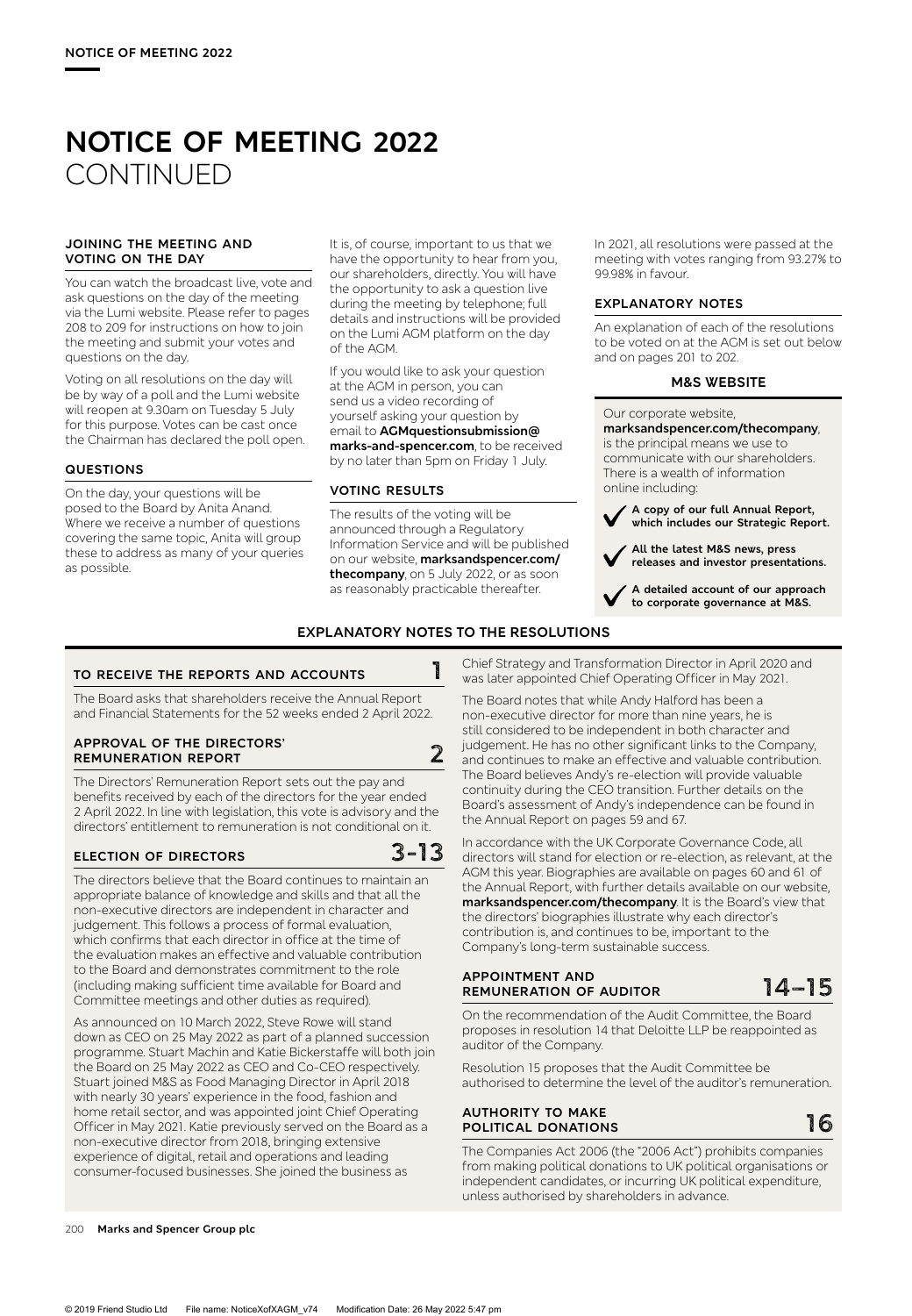# NOTICE OF MEETING 2022 CONTINUED

### JOINING THE MEETING AND VOTING ON THE DAY

You can watch the broadcast live, vote and ask questions on the day of the meeting via the Lumi website. Please refer to pages 208 to 209 for instructions on how to join the meeting and submit your votes and questions on the day.

Voting on all resolutions on the day will be by way of a poll and the Lumi website will reopen at 9.30am on Tuesday 5 July for this purpose. Votes can be cast once the Chairman has declared the poll open.

### QUESTIONS

On the day, your questions will be posed to the Board by Anita Anand. Where we receive a number of questions covering the same topic, Anita will group these to address as many of your queries as possible.

It is, of course, important to us that we have the opportunity to hear from you, our shareholders, directly. You will have the opportunity to ask a question live during the meeting by telephone; full details and instructions will be provided on the Lumi AGM platform on the day of the AGM.

If you would like to ask your question at the AGM in person, you can send us a video recording of yourself asking your question by email to **AGMquestionsubmission@marks-and-spencer.com**, to be received by no later than 5pm on Friday 1 July.

### VOTING RESULTS

The results of the voting will be announced through a Regulatory Information Service and will be published on our website, **marksandspencer.com/thecompany**, on 5 July 2022, or as soon as reasonably practicable thereafter.

In 2021, all resolutions were passed at the meeting with votes ranging from 93.27% to 99.98% in favour.

### EXPLANATORY NOTES

An explanation of each of the resolutions to be voted on at the AGM is set out below and on pages 201 to 202.

### M&S WEBSITE

Our corporate website, **marksandspencer.com/thecompany**, is the principal means we use to communicate with our shareholders. There is a wealth of information online including:

- ✓ **A copy of our full Annual Report, which includes our Strategic Report.**
- ✓ **All the latest M&S news, press releases and investor presentations.**
- ✓ **A detailed account of our approach to corporate governance at M&S.**

## EXPLANATORY NOTES TO THE RESOLUTIONS

### TO RECEIVE THE REPORTS AND ACCOUNTS — 1

The Board asks that shareholders receive the Annual Report and Financial Statements for the 52 weeks ended 2 April 2022.

### APPROVAL OF THE DIRECTORS' REMUNERATION REPORT — 2

The Directors' Remuneration Report sets out the pay and benefits received by each of the directors for the year ended 2 April 2022. In line with legislation, this vote is advisory and the directors' entitlement to remuneration is not conditional on it.

### ELECTION OF DIRECTORS — 3-13

The directors believe that the Board continues to maintain an appropriate balance of knowledge and skills and that all the non-executive directors are independent in character and judgement. This follows a process of formal evaluation, which confirms that each director in office at the time of the evaluation makes an effective and valuable contribution to the Board and demonstrates commitment to the role (including making sufficient time available for Board and Committee meetings and other duties as required).

As announced on 10 March 2022, Steve Rowe will stand down as CEO on 25 May 2022 as part of a planned succession programme. Stuart Machin and Katie Bickerstaffe will both join the Board on 25 May 2022 as CEO and Co-CEO respectively. Stuart joined M&S as Food Managing Director in April 2018 with nearly 30 years' experience in the food, fashion and home retail sector, and was appointed joint Chief Operating Officer in May 2021. Katie previously served on the Board as a non-executive director from 2018, bringing extensive experience of digital, retail and operations and leading consumer-focused businesses. She joined the business as Chief Strategy and Transformation Director in April 2020 and was later appointed Chief Operating Officer in May 2021.

The Board notes that while Andy Halford has been a non-executive director for more than nine years, he is still considered to be independent in both character and judgement. He has no other significant links to the Company, and continues to make an effective and valuable contribution. The Board believes Andy's re-election will provide valuable continuity during the CEO transition. Further details on the Board's assessment of Andy's independence can be found in the Annual Report on pages 59 and 67.

In accordance with the UK Corporate Governance Code, all directors will stand for election or re-election, as relevant, at the AGM this year. Biographies are available on pages 60 and 61 of the Annual Report, with further details available on our website, **marksandspencer.com/thecompany**. It is the Board's view that the directors' biographies illustrate why each director's contribution is, and continues to be, important to the Company's long-term sustainable success.

### APPOINTMENT AND REMUNERATION OF AUDITOR — 14–15

On the recommendation of the Audit Committee, the Board proposes in resolution 14 that Deloitte LLP be reappointed as auditor of the Company.

Resolution 15 proposes that the Audit Committee be authorised to determine the level of the auditor's remuneration.

### AUTHORITY TO MAKE POLITICAL DONATIONS — 16

The Companies Act 2006 (the "2006 Act") prohibits companies from making political donations to UK political organisations or independent candidates, or incurring UK political expenditure, unless authorised by shareholders in advance.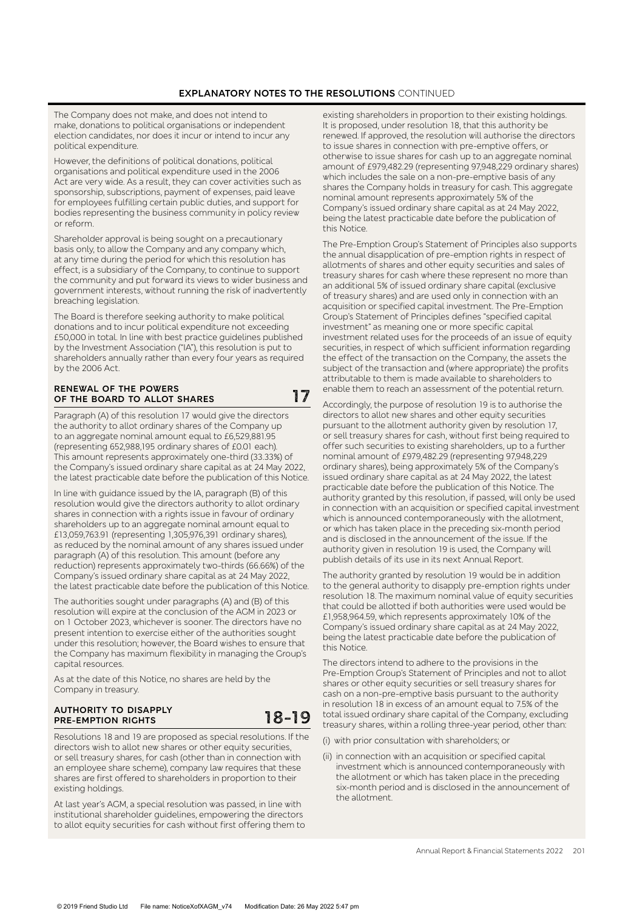The Company does not make, and does not intend to make, donations to political organisations or independent election candidates, nor does it incur or intend to incur any political expenditure.

However, the definitions of political donations, political organisations and political expenditure used in the 2006 Act are very wide. As a result, they can cover activities such as sponsorship, subscriptions, payment of expenses, paid leave for employees fulfilling certain public duties, and support for bodies representing the business community in policy review or reform.

Shareholder approval is being sought on a precautionary basis only, to allow the Company and any company which, at any time during the period for which this resolution has effect, is a subsidiary of the Company, to continue to support the community and put forward its views to wider business and government interests, without running the risk of inadvertently breaching legislation.

The Board is therefore seeking authority to make political donations and to incur political expenditure not exceeding £50,000 in total. In line with best practice guidelines published by the Investment Association ("IA"), this resolution is put to shareholders annually rather than every four years as required by the 2006 Act.

## RENEWAL OF THE POWERS OF THE BOARD TO ALLOT SHARES — 17

Paragraph (A) of this resolution 17 would give the directors the authority to allot ordinary shares of the Company up to an aggregate nominal amount equal to £6,529,881.95 (representing 652,988,195 ordinary shares of £0.01 each). This amount represents approximately one-third (33.33%) of the Company's issued ordinary share capital as at 24 May 2022, the latest practicable date before the publication of this Notice.

In line with guidance issued by the IA, paragraph (B) of this resolution would give the directors authority to allot ordinary shares in connection with a rights issue in favour of ordinary shareholders up to an aggregate nominal amount equal to £13,059,763.91 (representing 1,305,976,391 ordinary shares), as reduced by the nominal amount of any shares issued under paragraph (A) of this resolution. This amount (before any reduction) represents approximately two-thirds (66.66%) of the Company's issued ordinary share capital as at 24 May 2022, the latest practicable date before the publication of this Notice.

The authorities sought under paragraphs (A) and (B) of this resolution will expire at the conclusion of the AGM in 2023 or on 1 October 2023, whichever is sooner. The directors have no present intention to exercise either of the authorities sought under this resolution; however, the Board wishes to ensure that the Company has maximum flexibility in managing the Group's capital resources.

As at the date of this Notice, no shares are held by the Company in treasury.

## AUTHORITY TO DISAPPLY PRE-EMPTION RIGHTS — 18–19

Resolutions 18 and 19 are proposed as special resolutions. If the directors wish to allot new shares or other equity securities, or sell treasury shares, for cash (other than in connection with an employee share scheme), company law requires that these shares are first offered to shareholders in proportion to their existing holdings.

At last year's AGM, a special resolution was passed, in line with institutional shareholder guidelines, empowering the directors to allot equity securities for cash without first offering them to existing shareholders in proportion to their existing holdings. It is proposed, under resolution 18, that this authority be renewed. If approved, the resolution will authorise the directors to issue shares in connection with pre-emptive offers, or otherwise to issue shares for cash up to an aggregate nominal amount of £979,482.29 (representing 97,948,229 ordinary shares) which includes the sale on a non-pre-emptive basis of any shares the Company holds in treasury for cash. This aggregate nominal amount represents approximately 5% of the Company's issued ordinary share capital as at 24 May 2022, being the latest practicable date before the publication of this Notice.

The Pre-Emption Group's Statement of Principles also supports the annual disapplication of pre-emption rights in respect of allotments of shares and other equity securities and sales of treasury shares for cash where these represent no more than an additional 5% of issued ordinary share capital (exclusive of treasury shares) and are used only in connection with an acquisition or specified capital investment. The Pre-Emption Group's Statement of Principles defines "specified capital investment" as meaning one or more specific capital investment related uses for the proceeds of an issue of equity securities, in respect of which sufficient information regarding the effect of the transaction on the Company, the assets the subject of the transaction and (where appropriate) the profits attributable to them is made available to shareholders to enable them to reach an assessment of the potential return.

Accordingly, the purpose of resolution 19 is to authorise the directors to allot new shares and other equity securities pursuant to the allotment authority given by resolution 17, or sell treasury shares for cash, without first being required to offer such securities to existing shareholders, up to a further nominal amount of £979,482.29 (representing 97,948,229 ordinary shares), being approximately 5% of the Company's issued ordinary share capital as at 24 May 2022, the latest practicable date before the publication of this Notice. The authority granted by this resolution, if passed, will only be used in connection with an acquisition or specified capital investment which is announced contemporaneously with the allotment, or which has taken place in the preceding six-month period and is disclosed in the announcement of the issue. If the authority given in resolution 19 is used, the Company will publish details of its use in its next Annual Report.

The authority granted by resolution 19 would be in addition to the general authority to disapply pre-emption rights under resolution 18. The maximum nominal value of equity securities that could be allotted if both authorities were used would be £1,958,964.59, which represents approximately 10% of the Company's issued ordinary share capital as at 24 May 2022, being the latest practicable date before the publication of this Notice.

The directors intend to adhere to the provisions in the Pre-Emption Group's Statement of Principles and not to allot shares or other equity securities or sell treasury shares for cash on a non-pre-emptive basis pursuant to the authority in resolution 18 in excess of an amount equal to 7.5% of the total issued ordinary share capital of the Company, excluding treasury shares, within a rolling three-year period, other than:

(i) with prior consultation with shareholders; or

(ii) in connection with an acquisition or specified capital investment which is announced contemporaneously with the allotment or which has taken place in the preceding six-month period and is disclosed in the announcement of the allotment.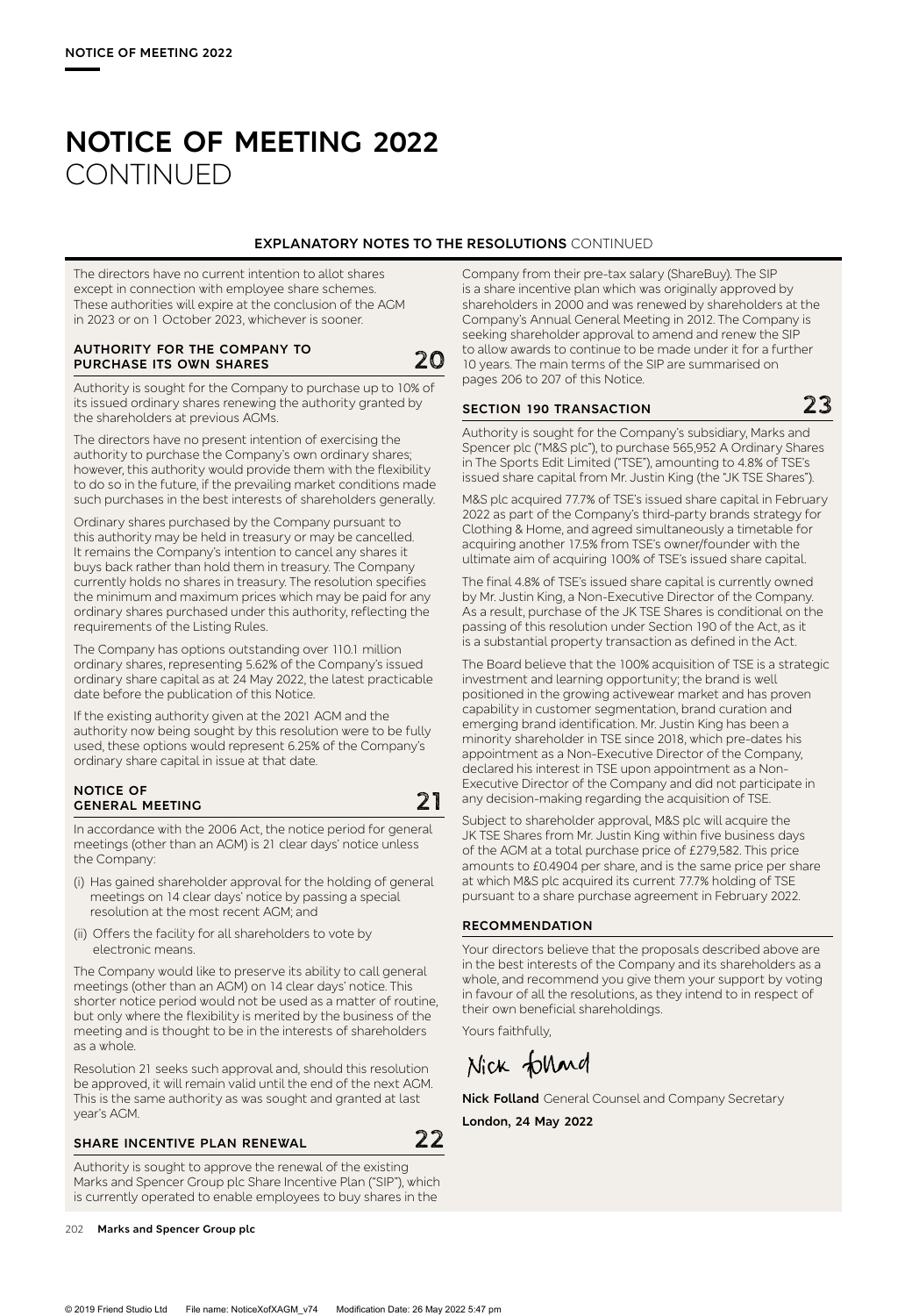# NOTICE OF MEETING 2022 CONTINUED

## EXPLANATORY NOTES TO THE RESOLUTIONS CONTINUED

The directors have no current intention to allot shares except in connection with employee share schemes. These authorities will expire at the conclusion of the AGM in 2023 or on 1 October 2023, whichever is sooner.

### AUTHORITY FOR THE COMPANY TO PURCHASE ITS OWN SHARES — 20

Authority is sought for the Company to purchase up to 10% of its issued ordinary shares renewing the authority granted by the shareholders at previous AGMs.

The directors have no present intention of exercising the authority to purchase the Company's own ordinary shares; however, this authority would provide them with the flexibility to do so in the future, if the prevailing market conditions made such purchases in the best interests of shareholders generally.

Ordinary shares purchased by the Company pursuant to this authority may be held in treasury or may be cancelled. It remains the Company's intention to cancel any shares it buys back rather than hold them in treasury. The Company currently holds no shares in treasury. The resolution specifies the minimum and maximum prices which may be paid for any ordinary shares purchased under this authority, reflecting the requirements of the Listing Rules.

The Company has options outstanding over 110.1 million ordinary shares, representing 5.62% of the Company's issued ordinary share capital as at 24 May 2022, the latest practicable date before the publication of this Notice.

If the existing authority given at the 2021 AGM and the authority now being sought by this resolution were to be fully used, these options would represent 6.25% of the Company's ordinary share capital in issue at that date.

### NOTICE OF GENERAL MEETING — 21

In accordance with the 2006 Act, the notice period for general meetings (other than an AGM) is 21 clear days' notice unless the Company:

(i) Has gained shareholder approval for the holding of general meetings on 14 clear days' notice by passing a special resolution at the most recent AGM; and

(ii) Offers the facility for all shareholders to vote by electronic means.

The Company would like to preserve its ability to call general meetings (other than an AGM) on 14 clear days' notice. This shorter notice period would not be used as a matter of routine, but only where the flexibility is merited by the business of the meeting and is thought to be in the interests of shareholders as a whole.

Resolution 21 seeks such approval and, should this resolution be approved, it will remain valid until the end of the next AGM. This is the same authority as was sought and granted at last year's AGM.

### SHARE INCENTIVE PLAN RENEWAL — 22

Authority is sought to approve the renewal of the existing Marks and Spencer Group plc Share Incentive Plan ("SIP"), which is currently operated to enable employees to buy shares in the Company from their pre-tax salary (ShareBuy). The SIP is a share incentive plan which was originally approved by shareholders in 2000 and was renewed by shareholders at the Company's Annual General Meeting in 2012. The Company is seeking shareholder approval to amend and renew the SIP to allow awards to continue to be made under it for a further 10 years. The main terms of the SIP are summarised on pages 206 to 207 of this Notice.

### SECTION 190 TRANSACTION — 23

Authority is sought for the Company's subsidiary, Marks and Spencer plc ("M&S plc"), to purchase 565,952 A Ordinary Shares in The Sports Edit Limited ("TSE"), amounting to 4.8% of TSE's issued share capital from Mr. Justin King (the "JK TSE Shares").

M&S plc acquired 77.7% of TSE's issued share capital in February 2022 as part of the Company's third-party brands strategy for Clothing & Home, and agreed simultaneously a timetable for acquiring another 17.5% from TSE's owner/founder with the ultimate aim of acquiring 100% of TSE's issued share capital.

The final 4.8% of TSE's issued share capital is currently owned by Mr. Justin King, a Non-Executive Director of the Company. As a result, purchase of the JK TSE Shares is conditional on the passing of this resolution under Section 190 of the Act, as it is a substantial property transaction as defined in the Act.

The Board believe that the 100% acquisition of TSE is a strategic investment and learning opportunity; the brand is well positioned in the growing activewear market and has proven capability in customer segmentation, brand curation and emerging brand identification. Mr. Justin King has been a minority shareholder in TSE since 2018, which pre-dates his appointment as a Non-Executive Director of the Company, declared his interest in TSE upon appointment as a Non-Executive Director of the Company and did not participate in any decision-making regarding the acquisition of TSE.

Subject to shareholder approval, M&S plc will acquire the JK TSE Shares from Mr. Justin King within five business days of the AGM at a total purchase price of £279,582. This price amounts to £0.4904 per share, and is the same price per share at which M&S plc acquired its current 77.7% holding of TSE pursuant to a share purchase agreement in February 2022.

### RECOMMENDATION

Your directors believe that the proposals described above are in the best interests of the Company and its shareholders as a whole, and recommend you give them your support by voting in favour of all the resolutions, as they intend to in respect of their own beneficial shareholdings.

Yours faithfully,

Nick Folland

**Nick Folland** General Counsel and Company Secretary

**London, 24 May 2022**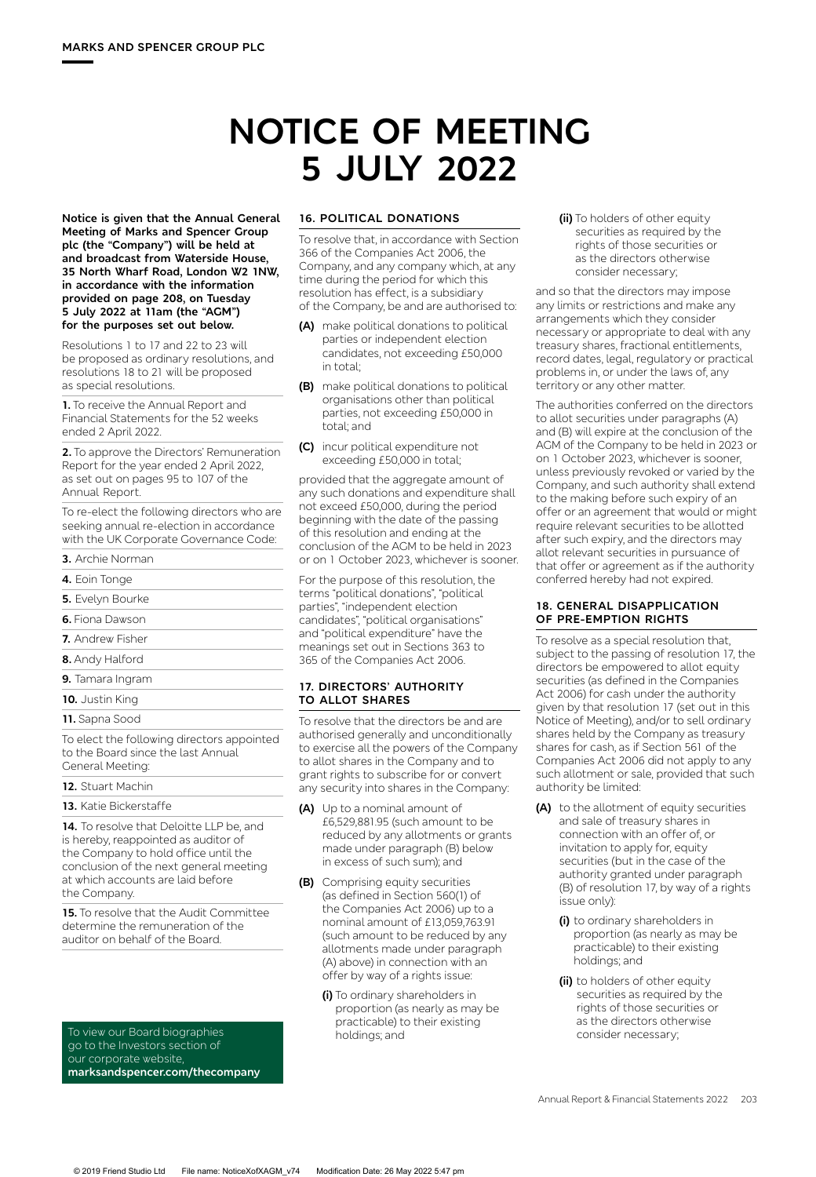# NOTICE OF MEETING 5 JULY 2022

**Notice is given that the Annual General Meeting of Marks and Spencer Group plc (the "Company") will be held at and broadcast from Waterside House, 35 North Wharf Road, London W2 1NW, in accordance with the information provided on page 208, on Tuesday 5 July 2022 at 11am (the "AGM") for the purposes set out below.**

Resolutions 1 to 17 and 22 to 23 will be proposed as ordinary resolutions, and resolutions 18 to 21 will be proposed as special resolutions.

**1.** To receive the Annual Report and Financial Statements for the 52 weeks ended 2 April 2022.

**2.** To approve the Directors' Remuneration Report for the year ended 2 April 2022, as set out on pages 95 to 107 of the Annual Report.

To re-elect the following directors who are seeking annual re-election in accordance with the UK Corporate Governance Code:

**3.** Archie Norman

**4.** Eoin Tonge

**5.** Evelyn Bourke

**6.** Fiona Dawson

**7.** Andrew Fisher

**8.** Andy Halford

**9.** Tamara Ingram

**10.** Justin King

**11.** Sapna Sood

To elect the following directors appointed to the Board since the last Annual General Meeting:

**12.** Stuart Machin

**13.** Katie Bickerstaffe

**14.** To resolve that Deloitte LLP be, and is hereby, reappointed as auditor of the Company to hold office until the conclusion of the next general meeting at which accounts are laid before the Company.

**15.** To resolve that the Audit Committee determine the remuneration of the auditor on behalf of the Board.

To view our Board biographies go to the Investors section of our corporate website, **marksandspencer.com/thecompany**

### 16. POLITICAL DONATIONS

To resolve that, in accordance with Section 366 of the Companies Act 2006, the Company, and any company which, at any time during the period for which this resolution has effect, is a subsidiary of the Company, be and are authorised to:

**(A)** make political donations to political parties or independent election candidates, not exceeding £50,000 in total;

**(B)** make political donations to political organisations other than political parties, not exceeding £50,000 in total; and

**(C)** incur political expenditure not exceeding £50,000 in total;

provided that the aggregate amount of any such donations and expenditure shall not exceed £50,000, during the period beginning with the date of the passing of this resolution and ending at the conclusion of the AGM to be held in 2023 or on 1 October 2023, whichever is sooner.

For the purpose of this resolution, the terms "political donations", "political parties", "independent election candidates", "political organisations" and "political expenditure" have the meanings set out in Sections 363 to 365 of the Companies Act 2006.

### 17. DIRECTORS' AUTHORITY TO ALLOT SHARES

To resolve that the directors be and are authorised generally and unconditionally to exercise all the powers of the Company to allot shares in the Company and to grant rights to subscribe for or convert any security into shares in the Company:

**(A)** Up to a nominal amount of £6,529,881.95 (such amount to be reduced by any allotments or grants made under paragraph (B) below in excess of such sum); and

**(B)** Comprising equity securities (as defined in Section 560(1) of the Companies Act 2006) up to a nominal amount of £13,059,763.91 (such amount to be reduced by any allotments made under paragraph (A) above) in connection with an offer by way of a rights issue:

- **(i)** To ordinary shareholders in proportion (as nearly as may be practicable) to their existing holdings; and
- **(ii)** To holders of other equity securities as required by the rights of those securities or as the directors otherwise consider necessary;

and so that the directors may impose any limits or restrictions and make any arrangements which they consider necessary or appropriate to deal with any treasury shares, fractional entitlements, record dates, legal, regulatory or practical problems in, or under the laws of, any territory or any other matter.

The authorities conferred on the directors to allot securities under paragraphs (A) and (B) will expire at the conclusion of the AGM of the Company to be held in 2023 or on 1 October 2023, whichever is sooner, unless previously revoked or varied by the Company, and such authority shall extend to the making before such expiry of an offer or an agreement that would or might require relevant securities to be allotted after such expiry, and the directors may allot relevant securities in pursuance of that offer or agreement as if the authority conferred hereby had not expired.

### 18. GENERAL DISAPPLICATION OF PRE-EMPTION RIGHTS

To resolve as a special resolution that, subject to the passing of resolution 17, the directors be empowered to allot equity securities (as defined in the Companies Act 2006) for cash under the authority given by that resolution 17 (set out in this Notice of Meeting), and/or to sell ordinary shares held by the Company as treasury shares for cash, as if Section 561 of the Companies Act 2006 did not apply to any such allotment or sale, provided that such authority be limited:

**(A)** to the allotment of equity securities and sale of treasury shares in connection with an offer of, or invitation to apply for, equity securities (but in the case of the authority granted under paragraph (B) of resolution 17, by way of a rights issue only):

- **(i)** to ordinary shareholders in proportion (as nearly as may be practicable) to their existing holdings; and
- **(ii)** to holders of other equity securities as required by the rights of those securities or as the directors otherwise consider necessary;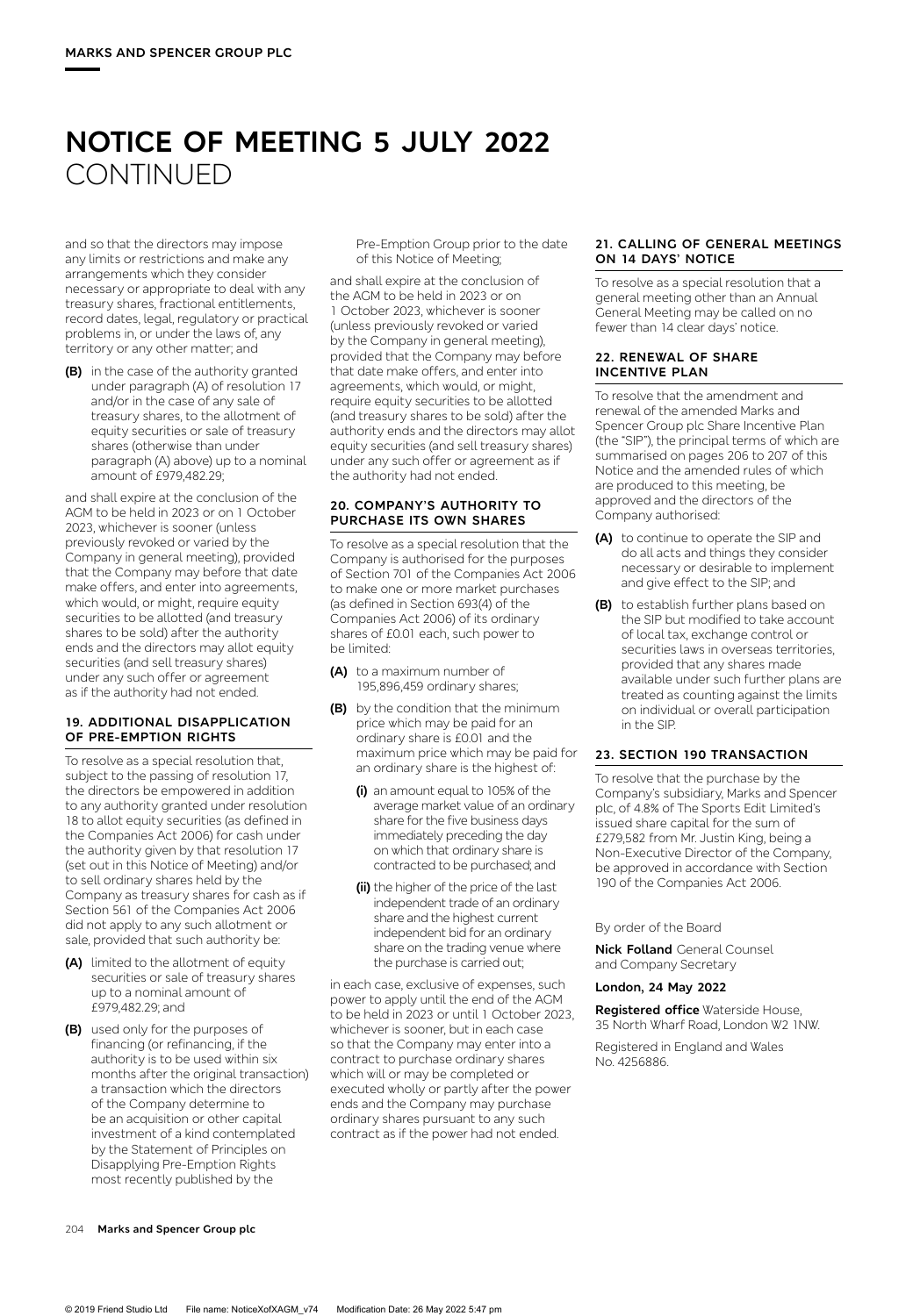# NOTICE OF MEETING 5 JULY 2022 CONTINUED

and so that the directors may impose any limits or restrictions and make any arrangements which they consider necessary or appropriate to deal with any treasury shares, fractional entitlements, record dates, legal, regulatory or practical problems in, or under the laws of, any territory or any other matter; and

**(B)** in the case of the authority granted under paragraph (A) of resolution 17 and/or in the case of any sale of treasury shares, to the allotment of equity securities or sale of treasury shares (otherwise than under paragraph (A) above) up to a nominal amount of £979,482.29;

and shall expire at the conclusion of the AGM to be held in 2023 or on 1 October 2023, whichever is sooner (unless previously revoked or varied by the Company in general meeting), provided that the Company may before that date make offers, and enter into agreements, which would, or might, require equity securities to be allotted (and treasury shares to be sold) after the authority ends and the directors may allot equity securities (and sell treasury shares) under any such offer or agreement as if the authority had not ended.

### 19. ADDITIONAL DISAPPLICATION OF PRE-EMPTION RIGHTS

To resolve as a special resolution that, subject to the passing of resolution 17, the directors be empowered in addition to any authority granted under resolution 18 to allot equity securities (as defined in the Companies Act 2006) for cash under the authority given by that resolution 17 (set out in this Notice of Meeting) and/or to sell ordinary shares held by the Company as treasury shares for cash as if Section 561 of the Companies Act 2006 did not apply to any such allotment or sale, provided that such authority be:

**(A)** limited to the allotment of equity securities or sale of treasury shares up to a nominal amount of £979,482.29; and

**(B)** used only for the purposes of financing (or refinancing, if the authority is to be used within six months after the original transaction) a transaction which the directors of the Company determine to be an acquisition or other capital investment of a kind contemplated by the Statement of Principles on Disapplying Pre-Emption Rights most recently published by the Pre-Emption Group prior to the date of this Notice of Meeting;

and shall expire at the conclusion of the AGM to be held in 2023 or on 1 October 2023, whichever is sooner (unless previously revoked or varied by the Company in general meeting), provided that the Company may before that date make offers, and enter into agreements, which would, or might, require equity securities to be allotted (and treasury shares to be sold) after the authority ends and the directors may allot equity securities (and sell treasury shares) under any such offer or agreement as if the authority had not ended.

### 20. COMPANY'S AUTHORITY TO PURCHASE ITS OWN SHARES

To resolve as a special resolution that the Company is authorised for the purposes of Section 701 of the Companies Act 2006 to make one or more market purchases (as defined in Section 693(4) of the Companies Act 2006) of its ordinary shares of £0.01 each, such power to be limited:

**(A)** to a maximum number of 195,896,459 ordinary shares;

**(B)** by the condition that the minimum price which may be paid for an ordinary share is £0.01 and the maximum price which may be paid for an ordinary share is the highest of:

**(i)** an amount equal to 105% of the average market value of an ordinary share for the five business days immediately preceding the day on which that ordinary share is contracted to be purchased; and

**(ii)** the higher of the price of the last independent trade of an ordinary share and the highest current independent bid for an ordinary share on the trading venue where the purchase is carried out;

in each case, exclusive of expenses, such power to apply until the end of the AGM to be held in 2023 or until 1 October 2023, whichever is sooner, but in each case so that the Company may enter into a contract to purchase ordinary shares which will or may be completed or executed wholly or partly after the power ends and the Company may purchase ordinary shares pursuant to any such contract as if the power had not ended.

### 21. CALLING OF GENERAL MEETINGS ON 14 DAYS' NOTICE

To resolve as a special resolution that a general meeting other than an Annual General Meeting may be called on no fewer than 14 clear days' notice.

### 22. RENEWAL OF SHARE INCENTIVE PLAN

To resolve that the amendment and renewal of the amended Marks and Spencer Group plc Share Incentive Plan (the "SIP"), the principal terms of which are summarised on pages 206 to 207 of this Notice and the amended rules of which are produced to this meeting, be approved and the directors of the Company authorised:

**(A)** to continue to operate the SIP and do all acts and things they consider necessary or desirable to implement and give effect to the SIP; and

**(B)** to establish further plans based on the SIP but modified to take account of local tax, exchange control or securities laws in overseas territories, provided that any shares made available under such further plans are treated as counting against the limits on individual or overall participation in the SIP.

### 23. SECTION 190 TRANSACTION

To resolve that the purchase by the Company's subsidiary, Marks and Spencer plc, of 4.8% of The Sports Edit Limited's issued share capital for the sum of £279,582 from Mr. Justin King, being a Non-Executive Director of the Company, be approved in accordance with Section 190 of the Companies Act 2006.

By order of the Board

**Nick Folland** General Counsel and Company Secretary

**London, 24 May 2022**

**Registered office** Waterside House, 35 North Wharf Road, London W2 1NW.

Registered in England and Wales No. 4256886.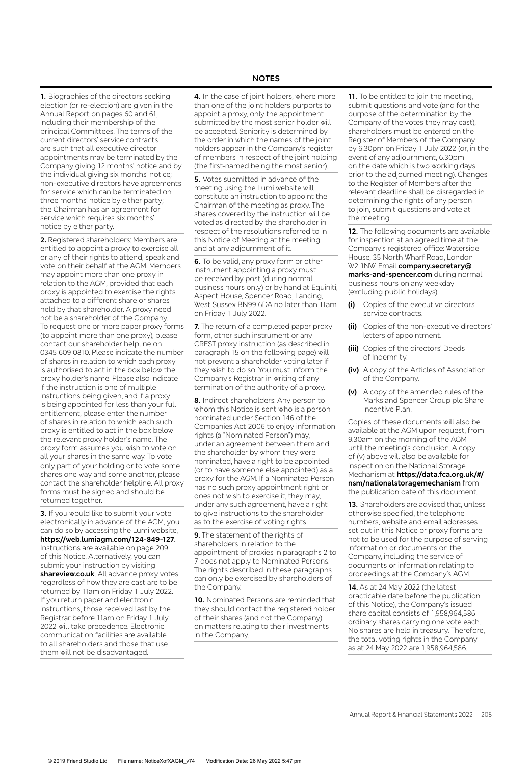## NOTES

**1.** Biographies of the directors seeking election (or re-election) are given in the Annual Report on pages 60 and 61, including their membership of the principal Committees. The terms of the current directors' service contracts are such that all executive director appointments may be terminated by the Company giving 12 months' notice and by the individual giving six months' notice; non-executive directors have agreements for service which can be terminated on three months' notice by either party; the Chairman has an agreement for service which requires six months' notice by either party.

**2.** Registered shareholders: Members are entitled to appoint a proxy to exercise all or any of their rights to attend, speak and vote on their behalf at the AGM. Members may appoint more than one proxy in relation to the AGM, provided that each proxy is appointed to exercise the rights attached to a different share or shares held by that shareholder. A proxy need not be a shareholder of the Company. To request one or more paper proxy forms (to appoint more than one proxy), please contact our shareholder helpline on 0345 609 0810. Please indicate the number of shares in relation to which each proxy is authorised to act in the box below the proxy holder's name. Please also indicate if the instruction is one of multiple instructions being given, and if a proxy is being appointed for less than your full entitlement, please enter the number of shares in relation to which each such proxy is entitled to act in the box below the relevant proxy holder's name. The proxy form assumes you wish to vote on all your shares in the same way. To vote only part of your holding or to vote some shares one way and some another, please contact the shareholder helpline. All proxy forms must be signed and should be returned together.

**3.** If you would like to submit your vote electronically in advance of the AGM, you can do so by accessing the Lumi website, **https://web.lumiagm.com/124-849-127**. Instructions are available on page 209 of this Notice. Alternatively, you can submit your instruction by visiting **shareview.co.uk**. All advance proxy votes regardless of how they are cast are to be returned by 11am on Friday 1 July 2022. If you return paper and electronic instructions, those received last by the Registrar before 11am on Friday 1 July 2022 will take precedence. Electronic communication facilities are available to all shareholders and those that use them will not be disadvantaged.

**4.** In the case of joint holders, where more than one of the joint holders purports to appoint a proxy, only the appointment submitted by the most senior holder will be accepted. Seniority is determined by the order in which the names of the joint holders appear in the Company's register of members in respect of the joint holding (the first-named being the most senior).

**5.** Votes submitted in advance of the meeting using the Lumi website will constitute an instruction to appoint the Chairman of the meeting as proxy. The shares covered by the instruction will be voted as directed by the shareholder in respect of the resolutions referred to in this Notice of Meeting at the meeting and at any adjournment of it.

**6.** To be valid, any proxy form or other instrument appointing a proxy must be received by post (during normal business hours only) or by hand at Equiniti, Aspect House, Spencer Road, Lancing, West Sussex BN99 6DA no later than 11am on Friday 1 July 2022.

**7.** The return of a completed paper proxy form, other such instrument or any CREST proxy instruction (as described in paragraph 15 on the following page) will not prevent a shareholder voting later if they wish to do so. You must inform the Company's Registrar in writing of any termination of the authority of a proxy.

**8.** Indirect shareholders: Any person to whom this Notice is sent who is a person nominated under Section 146 of the Companies Act 2006 to enjoy information rights (a "Nominated Person") may, under an agreement between them and the shareholder by whom they were nominated, have a right to be appointed (or to have someone else appointed) as a proxy for the AGM. If a Nominated Person has no such proxy appointment right or does not wish to exercise it, they may, under any such agreement, have a right to give instructions to the shareholder as to the exercise of voting rights.

**9.** The statement of the rights of shareholders in relation to the appointment of proxies in paragraphs 2 to 7 does not apply to Nominated Persons. The rights described in these paragraphs can only be exercised by shareholders of the Company.

**10.** Nominated Persons are reminded that they should contact the registered holder of their shares (and not the Company) on matters relating to their investments in the Company.

**11.** To be entitled to join the meeting, submit questions and vote (and for the purpose of the determination by the Company of the votes they may cast), shareholders must be entered on the Register of Members of the Company by 6.30pm on Friday 1 July 2022 (or, in the event of any adjournment, 6.30pm on the date which is two working days prior to the adjourned meeting). Changes to the Register of Members after the relevant deadline shall be disregarded in determining the rights of any person to join, submit questions and vote at the meeting.

**12.** The following documents are available for inspection at an agreed time at the Company's registered office: Waterside House, 35 North Wharf Road, London W2 1NW. Email **company.secretary@marks-and-spencer.com** during normal business hours on any weekday (excluding public holidays).

- **(i)** Copies of the executive directors' service contracts.
- **(ii)** Copies of the non-executive directors' letters of appointment.
- **(iii)** Copies of the directors' Deeds of Indemnity.
- **(iv)** A copy of the Articles of Association of the Company.
- **(v)** A copy of the amended rules of the Marks and Spencer Group plc Share Incentive Plan.

Copies of these documents will also be available at the AGM upon request, from 9.30am on the morning of the AGM until the meeting's conclusion. A copy of (v) above will also be available for inspection on the National Storage Mechanism at **https://data.fca.org.uk/#/nsm/nationalstoragemechanism** from the publication date of this document.

**13.** Shareholders are advised that, unless otherwise specified, the telephone numbers, website and email addresses set out in this Notice or proxy forms are not to be used for the purpose of serving information or documents on the Company, including the service of documents or information relating to proceedings at the Company's AGM.

**14.** As at 24 May 2022 (the latest practicable date before the publication of this Notice), the Company's issued share capital consists of 1,958,964,586 ordinary shares carrying one vote each. No shares are held in treasury. Therefore, the total voting rights in the Company as at 24 May 2022 are 1,958,964,586.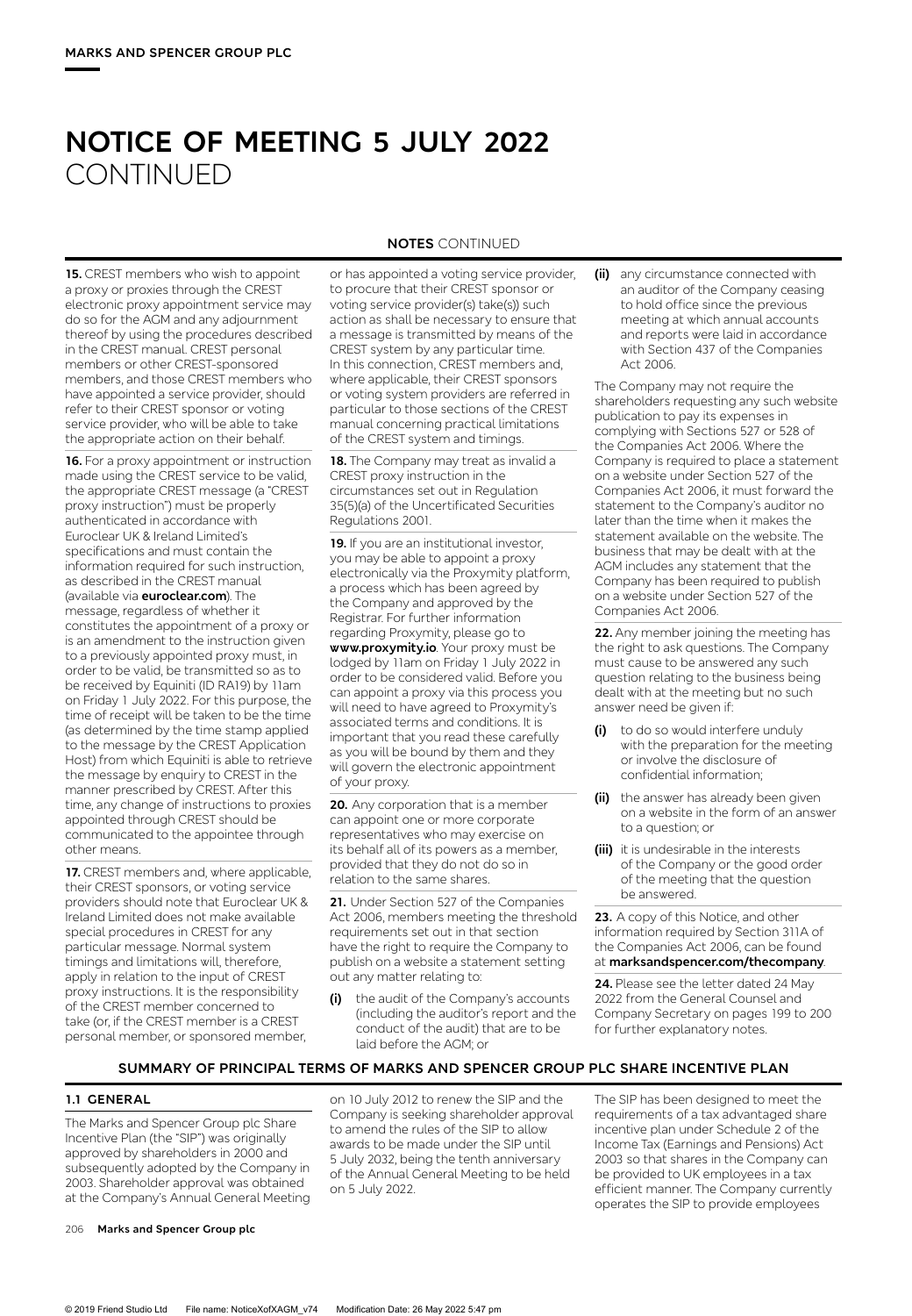# NOTICE OF MEETING 5 JULY 2022 CONTINUED

## NOTES CONTINUED

**15.** CREST members who wish to appoint a proxy or proxies through the CREST electronic proxy appointment service may do so for the AGM and any adjournment thereof by using the procedures described in the CREST manual. CREST personal members or other CREST-sponsored members, and those CREST members who have appointed a service provider, should refer to their CREST sponsor or voting service provider, who will be able to take the appropriate action on their behalf.

**16.** For a proxy appointment or instruction made using the CREST service to be valid, the appropriate CREST message (a "CREST proxy instruction") must be properly authenticated in accordance with Euroclear UK & Ireland Limited's specifications and must contain the information required for such instruction, as described in the CREST manual (available via **euroclear.com**). The message, regardless of whether it constitutes the appointment of a proxy or is an amendment to the instruction given to a previously appointed proxy must, in order to be valid, be transmitted so as to be received by Equiniti (ID RA19) by 11am on Friday 1 July 2022. For this purpose, the time of receipt will be taken to be the time (as determined by the time stamp applied to the message by the CREST Application Host) from which Equiniti is able to retrieve the message by enquiry to CREST in the manner prescribed by CREST. After this time, any change of instructions to proxies appointed through CREST should be communicated to the appointee through other means.

**17.** CREST members and, where applicable, their CREST sponsors, or voting service providers should note that Euroclear UK & Ireland Limited does not make available special procedures in CREST for any particular message. Normal system timings and limitations will, therefore, apply in relation to the input of CREST proxy instructions. It is the responsibility of the CREST member concerned to take (or, if the CREST member is a CREST personal member, or sponsored member, or has appointed a voting service provider, to procure that their CREST sponsor or voting service provider(s) take(s)) such action as shall be necessary to ensure that a message is transmitted by means of the CREST system by any particular time. In this connection, CREST members and, where applicable, their CREST sponsors or voting system providers are referred in particular to those sections of the CREST manual concerning practical limitations of the CREST system and timings.

**18.** The Company may treat as invalid a CREST proxy instruction in the circumstances set out in Regulation 35(5)(a) of the Uncertificated Securities Regulations 2001.

**19.** If you are an institutional investor, you may be able to appoint a proxy electronically via the Proxymity platform, a process which has been agreed by the Company and approved by the Registrar. For further information regarding Proxymity, please go to **www.proxymity.io**. Your proxy must be lodged by 11am on Friday 1 July 2022 in order to be considered valid. Before you can appoint a proxy via this process you will need to have agreed to Proxymity's associated terms and conditions. It is important that you read these carefully as you will be bound by them and they will govern the electronic appointment of your proxy.

**20.** Any corporation that is a member can appoint one or more corporate representatives who may exercise on its behalf all of its powers as a member, provided that they do not do so in relation to the same shares.

**21.** Under Section 527 of the Companies Act 2006, members meeting the threshold requirements set out in that section have the right to require the Company to publish on a website a statement setting out any matter relating to:

- **(i)** the audit of the Company's accounts (including the auditor's report and the conduct of the audit) that are to be laid before the AGM; or
- **(ii)** any circumstance connected with an auditor of the Company ceasing to hold office since the previous meeting at which annual accounts and reports were laid in accordance with Section 437 of the Companies Act 2006.

The Company may not require the shareholders requesting any such website publication to pay its expenses in complying with Sections 527 or 528 of the Companies Act 2006. Where the Company is required to place a statement on a website under Section 527 of the Companies Act 2006, it must forward the statement to the Company's auditor no later than the time when it makes the statement available on the website. The business that may be dealt with at the AGM includes any statement that the Company has been required to publish on a website under Section 527 of the Companies Act 2006.

**22.** Any member joining the meeting has the right to ask questions. The Company must cause to be answered any such question relating to the business being dealt with at the meeting but no such answer need be given if:

- **(i)** to do so would interfere unduly with the preparation for the meeting or involve the disclosure of confidential information;
- **(ii)** the answer has already been given on a website in the form of an answer to a question; or
- **(iii)** it is undesirable in the interests of the Company or the good order of the meeting that the question be answered.

**23.** A copy of this Notice, and other information required by Section 311A of the Companies Act 2006, can be found at **marksandspencer.com/thecompany**.

**24.** Please see the letter dated 24 May 2022 from the General Counsel and Company Secretary on pages 199 to 200 for further explanatory notes.

## SUMMARY OF PRINCIPAL TERMS OF MARKS AND SPENCER GROUP PLC SHARE INCENTIVE PLAN

### 1.1 GENERAL

The Marks and Spencer Group plc Share Incentive Plan (the "SIP") was originally approved by shareholders in 2000 and subsequently adopted by the Company in 2003. Shareholder approval was obtained at the Company's Annual General Meeting on 10 July 2012 to renew the SIP and the Company is seeking shareholder approval to amend the rules of the SIP to allow awards to be made under the SIP until 5 July 2032, being the tenth anniversary of the Annual General Meeting to be held on 5 July 2022.

The SIP has been designed to meet the requirements of a tax advantaged share incentive plan under Schedule 2 of the Income Tax (Earnings and Pensions) Act 2003 so that shares in the Company can be provided to UK employees in a tax efficient manner. The Company currently operates the SIP to provide employees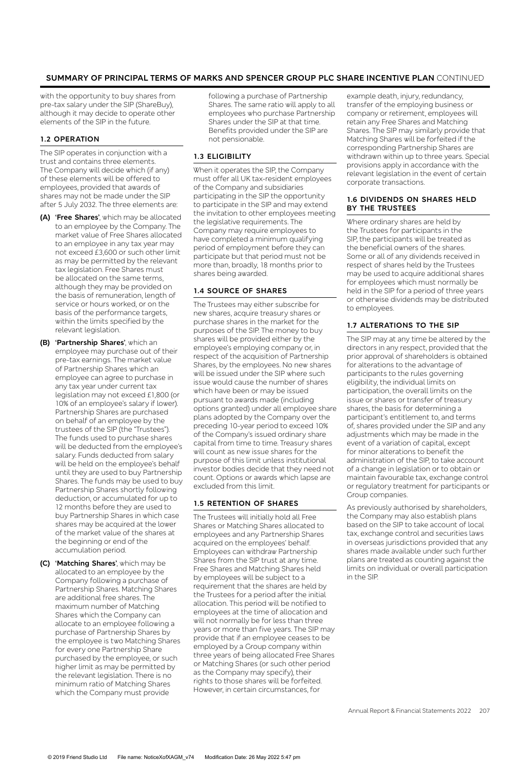with the opportunity to buy shares from pre-tax salary under the SIP (ShareBuy), although it may decide to operate other elements of the SIP in the future.

### 1.2 OPERATION

The SIP operates in conjunction with a trust and contains three elements. The Company will decide which (if any) of these elements will be offered to employees, provided that awards of shares may not be made under the SIP after 5 July 2032. The three elements are:

**(A) 'Free Shares'**, which may be allocated to an employee by the Company. The market value of Free Shares allocated to an employee in any tax year may not exceed £3,600 or such other limit as may be permitted by the relevant tax legislation. Free Shares must be allocated on the same terms, although they may be provided on the basis of remuneration, length of service or hours worked, or on the basis of the performance targets, within the limits specified by the relevant legislation.

**(B) 'Partnership Shares'**, which an employee may purchase out of their pre-tax earnings. The market value of Partnership Shares which an employee can agree to purchase in any tax year under current tax legislation may not exceed £1,800 (or 10% of an employee's salary if lower). Partnership Shares are purchased on behalf of an employee by the trustees of the SIP (the "Trustees"). The funds used to purchase shares will be deducted from the employee's salary. Funds deducted from salary will be held on the employee's behalf until they are used to buy Partnership Shares. The funds may be used to buy Partnership Shares shortly following deduction, or accumulated for up to 12 months before they are used to buy Partnership Shares in which case shares may be acquired at the lower of the market value of the shares at the beginning or end of the accumulation period.

**(C) 'Matching Shares'**, which may be allocated to an employee by the Company following a purchase of Partnership Shares. Matching Shares are additional free shares. The maximum number of Matching Shares which the Company can allocate to an employee following a purchase of Partnership Shares by the employee is two Matching Shares for every one Partnership Share purchased by the employee, or such higher limit as may be permitted by the relevant legislation. There is no minimum ratio of Matching Shares which the Company must provide following a purchase of Partnership Shares. The same ratio will apply to all employees who purchase Partnership Shares under the SIP at that time. Benefits provided under the SIP are not pensionable.

### 1.3 ELIGIBILITY

When it operates the SIP, the Company must offer all UK tax-resident employees of the Company and subsidiaries participating in the SIP the opportunity to participate in the SIP and may extend the invitation to other employees meeting the legislative requirements. The Company may require employees to have completed a minimum qualifying period of employment before they can participate but that period must not be more than, broadly, 18 months prior to shares being awarded.

### 1.4 SOURCE OF SHARES

The Trustees may either subscribe for new shares, acquire treasury shares or purchase shares in the market for the purposes of the SIP. The money to buy shares will be provided either by the employee's employing company or, in respect of the acquisition of Partnership Shares, by the employees. No new shares will be issued under the SIP where such issue would cause the number of shares which have been or may be issued pursuant to awards made (including options granted) under all employee share plans adopted by the Company over the preceding 10-year period to exceed 10% of the Company's issued ordinary share capital from time to time. Treasury shares will count as new issue shares for the purpose of this limit unless institutional investor bodies decide that they need not count. Options or awards which lapse are excluded from this limit.

### 1.5 RETENTION OF SHARES

The Trustees will initially hold all Free Shares or Matching Shares allocated to employees and any Partnership Shares acquired on the employees' behalf. Employees can withdraw Partnership Shares from the SIP trust at any time. Free Shares and Matching Shares held by employees will be subject to a requirement that the shares are held by the Trustees for a period after the initial allocation. This period will be notified to employees at the time of allocation and will not normally be for less than three years or more than five years. The SIP may provide that if an employee ceases to be employed by a Group company within three years of being allocated Free Shares or Matching Shares (or such other period as the Company may specify), their rights to those shares will be forfeited. However, in certain circumstances, for example death, injury, redundancy, transfer of the employing business or company or retirement, employees will retain any Free Shares and Matching Shares. The SIP may similarly provide that Matching Shares will be forfeited if the corresponding Partnership Shares are withdrawn within up to three years. Special provisions apply in accordance with the relevant legislation in the event of certain corporate transactions.

### 1.6 DIVIDENDS ON SHARES HELD BY THE TRUSTEES

Where ordinary shares are held by the Trustees for participants in the SIP, the participants will be treated as the beneficial owners of the shares. Some or all of any dividends received in respect of shares held by the Trustees may be used to acquire additional shares for employees which must normally be held in the SIP for a period of three years or otherwise dividends may be distributed to employees.

### 1.7 ALTERATIONS TO THE SIP

The SIP may at any time be altered by the directors in any respect, provided that the prior approval of shareholders is obtained for alterations to the advantage of participants to the rules governing eligibility, the individual limits on participation, the overall limits on the issue or shares or transfer of treasury shares, the basis for determining a participant's entitlement to, and terms of, shares provided under the SIP and any adjustments which may be made in the event of a variation of capital, except for minor alterations to benefit the administration of the SIP, to take account of a change in legislation or to obtain or maintain favourable tax, exchange control or regulatory treatment for participants or Group companies.

As previously authorised by shareholders, the Company may also establish plans based on the SIP to take account of local tax, exchange control and securities laws in overseas jurisdictions provided that any shares made available under such further plans are treated as counting against the limits on individual or overall participation in the SIP.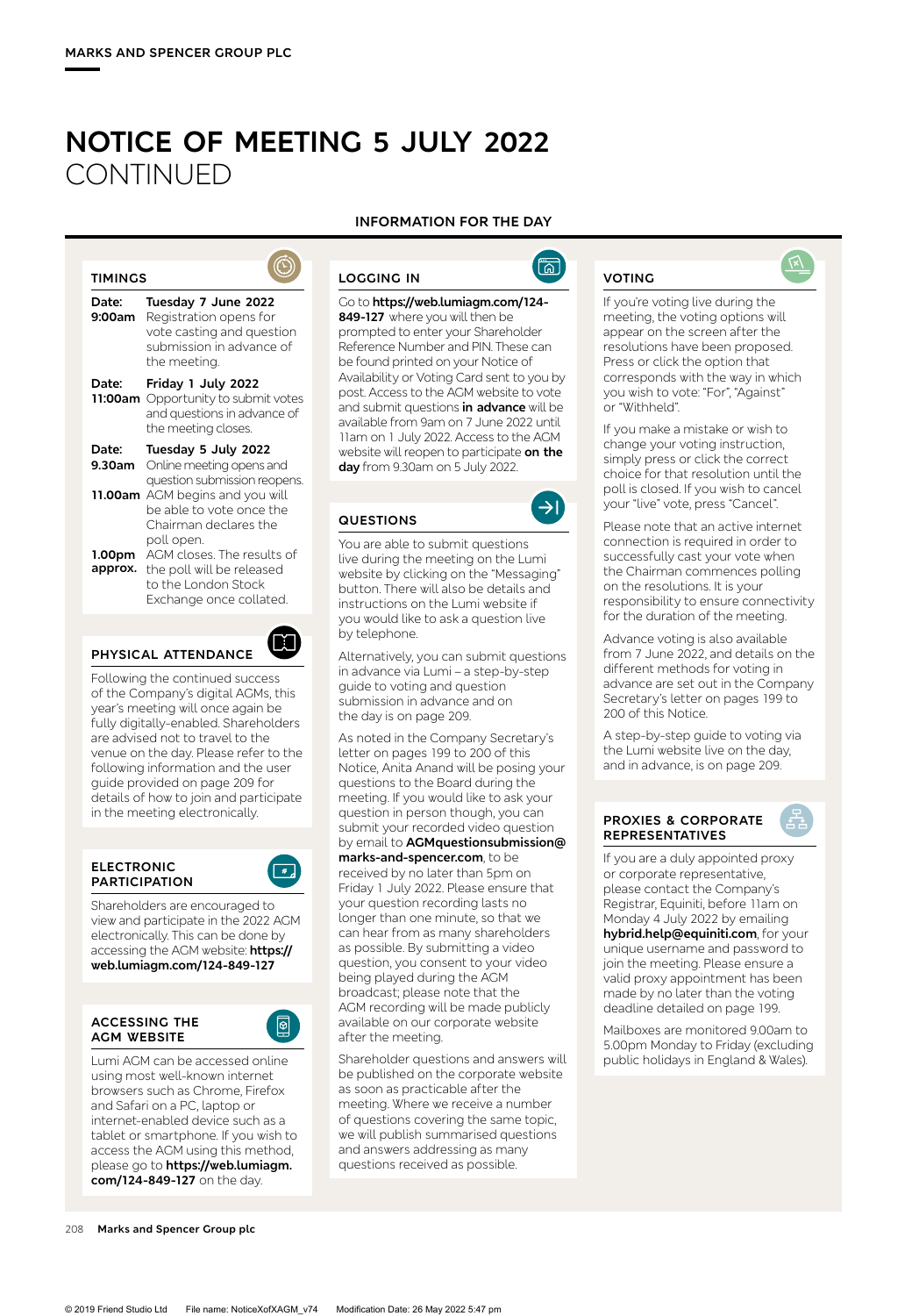# NOTICE OF MEETING 5 JULY 2022 CONTINUED

## INFORMATION FOR THE DAY

### TIMINGS

**Date: Tuesday 7 June 2022**
**9:00am** Registration opens for vote casting and question submission in advance of the meeting.

**Date: Friday 1 July 2022**
**11:00am** Opportunity to submit votes and questions in advance of the meeting closes.

**Date: Tuesday 5 July 2022**
**9.30am** Online meeting opens and question submission reopens.
**11.00am** AGM begins and you will be able to vote once the Chairman declares the poll open.
**1.00pm approx.** AGM closes. The results of the poll will be released to the London Stock Exchange once collated.

### PHYSICAL ATTENDANCE

Following the continued success of the Company's digital AGMs, this year's meeting will once again be fully digitally-enabled. Shareholders are advised not to travel to the venue on the day. Please refer to the following information and the user guide provided on page 209 for details of how to join and participate in the meeting electronically.

### ELECTRONIC PARTICIPATION

Shareholders are encouraged to view and participate in the 2022 AGM electronically. This can be done by accessing the AGM website: **https://web.lumiagm.com/124-849-127**

### ACCESSING THE AGM WEBSITE

Lumi AGM can be accessed online using most well-known internet browsers such as Chrome, Firefox and Safari on a PC, laptop or internet-enabled device such as a tablet or smartphone. If you wish to access the AGM using this method, please go to **https://web.lumiagm.com/124-849-127** on the day.

### LOGGING IN

Go to **https://web.lumiagm.com/124-849-127** where you will then be prompted to enter your Shareholder Reference Number and PIN. These can be found printed on your Notice of Availability or Voting Card sent to you by post. Access to the AGM website to vote and submit questions **in advance** will be available from 9am on 7 June 2022 until 11am on 1 July 2022. Access to the AGM website will reopen to participate **on the day** from 9.30am on 5 July 2022.

### QUESTIONS

You are able to submit questions live during the meeting on the Lumi website by clicking on the "Messaging" button. There will also be details and instructions on the Lumi website if you would like to ask a question live by telephone.

Alternatively, you can submit questions in advance via Lumi – a step-by-step guide to voting and question submission in advance and on the day is on page 209.

As noted in the Company Secretary's letter on pages 199 to 200 of this Notice, Anita Anand will be posing your questions to the Board during the meeting. If you would like to ask your question in person though, you can submit your recorded video question by email to **AGMquestionsubmission@marks-and-spencer.com**, to be received by no later than 5pm on Friday 1 July 2022. Please ensure that your question recording lasts no longer than one minute, so that we can hear from as many shareholders as possible. By submitting a video question, you consent to your video being played during the AGM broadcast; please note that the AGM recording will be made publicly available on our corporate website after the meeting.

Shareholder questions and answers will be published on the corporate website as soon as practicable after the meeting. Where we receive a number of questions covering the same topic, we will publish summarised questions and answers addressing as many questions received as possible.

### VOTING

If you're voting live during the meeting, the voting options will appear on the screen after the resolutions have been proposed. Press or click the option that corresponds with the way in which you wish to vote: "For", "Against" or "Withheld".

If you make a mistake or wish to change your voting instruction, simply press or click the correct choice for that resolution until the poll is closed. If you wish to cancel your "live" vote, press "Cancel".

Please note that an active internet connection is required in order to successfully cast your vote when the Chairman commences polling on the resolutions. It is your responsibility to ensure connectivity for the duration of the meeting.

Advance voting is also available from 7 June 2022, and details on the different methods for voting in advance are set out in the Company Secretary's letter on pages 199 to 200 of this Notice.

A step-by-step guide to voting via the Lumi website live on the day, and in advance, is on page 209.

### PROXIES & CORPORATE REPRESENTATIVES

If you are a duly appointed proxy or corporate representative, please contact the Company's Registrar, Equiniti, before 11am on Monday 4 July 2022 by emailing **hybrid.help@equiniti.com**, for your unique username and password to join the meeting. Please ensure a valid proxy appointment has been made by no later than the voting deadline detailed on page 199.

Mailboxes are monitored 9.00am to 5.00pm Monday to Friday (excluding public holidays in England & Wales).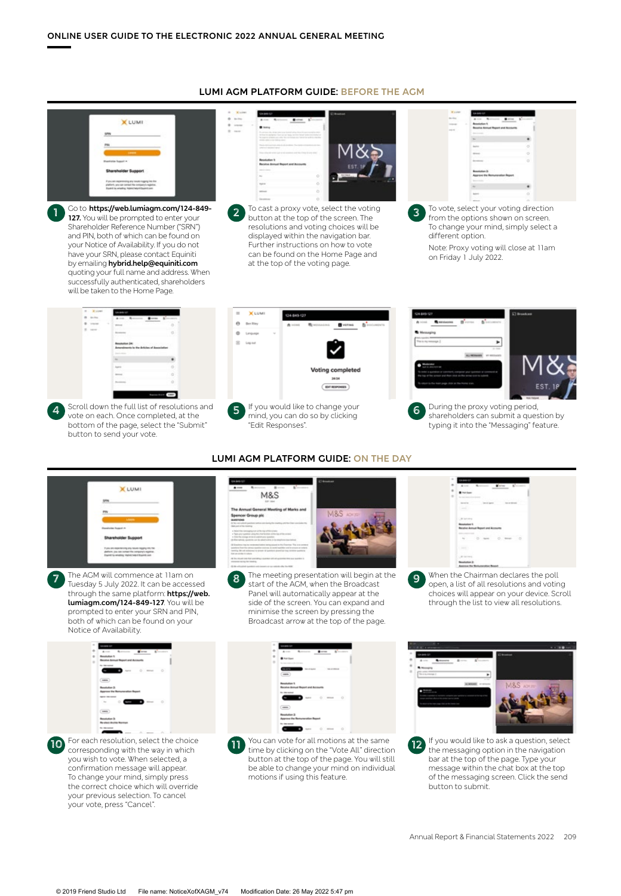# ONLINE USER GUIDE TO THE ELECTRONIC 2022 ANNUAL GENERAL MEETING

## LUMI AGM PLATFORM GUIDE: BEFORE THE AGM

1. Go to **https://web.lumiagm.com/124-849-127.** You will be prompted to enter your Shareholder Reference Number ("SRN") and PIN, both of which can be found on your Notice of Availability. If you do not have your SRN, please contact Equiniti by emailing **hybrid.help@equiniti.com** quoting your full name and address. When successfully authenticated, shareholders will be taken to the Home Page.

2. To cast a proxy vote, select the voting button at the top of the screen. The resolutions and voting choices will be displayed within the navigation bar. Further instructions on how to vote can be found on the Home Page and at the top of the voting page.

3. To vote, select your voting direction from the options shown on screen. To change your mind, simply select a different option.

   Note: Proxy voting will close at 11am on Friday 1 July 2022.

4. Scroll down the full list of resolutions and vote on each. Once completed, at the bottom of the page, select the "Submit" button to send your vote.

5. If you would like to change your mind, you can do so by clicking "Edit Responses".

6. During the proxy voting period, shareholders can submit a question by typing it into the "Messaging" feature.

## LUMI AGM PLATFORM GUIDE: ON THE DAY

7. The AGM will commence at 11am on Tuesday 5 July 2022. It can be accessed through the same platform: **https://web.lumiagm.com/124-849-127**. You will be prompted to enter your SRN and PIN, both of which can be found on your Notice of Availability.

8. The meeting presentation will begin at the start of the AGM, when the Broadcast Panel will automatically appear at the side of the screen. You can expand and minimise the screen by pressing the Broadcast arrow at the top of the page.

9. When the Chairman declares the poll open, a list of all resolutions and voting choices will appear on your device. Scroll through the list to view all resolutions.

10. For each resolution, select the choice corresponding with the way in which you wish to vote. When selected, a confirmation message will appear. To change your mind, simply press the correct choice which will override your previous selection. To cancel your vote, press "Cancel".

11. You can vote for all motions at the same time by clicking on the "Vote All" direction button at the top of the page. You will still be able to change your mind on individual motions if using this feature.

12. If you would like to ask a question, select the messaging option in the navigation bar at the top of the page. Type your message within the chat box at the top of the messaging screen. Click the send button to submit.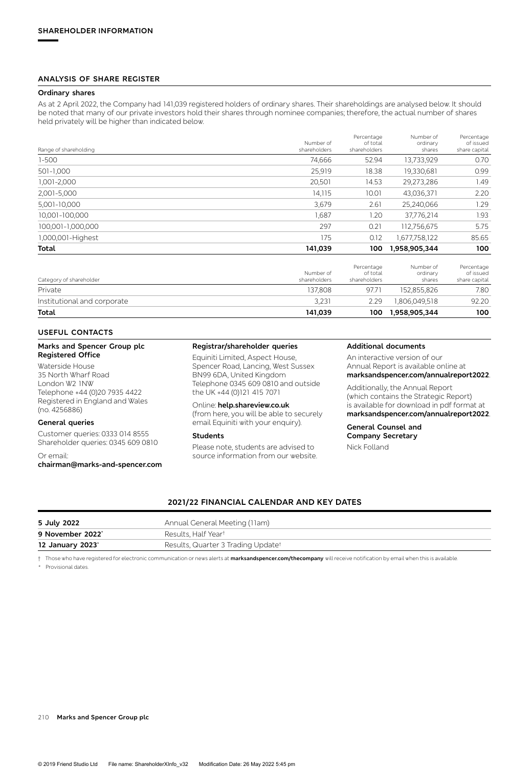## SHAREHOLDER INFORMATION

### ANALYSIS OF SHARE REGISTER

#### Ordinary shares

As at 2 April 2022, the Company had 141,039 registered holders of ordinary shares. Their shareholdings are analysed below. It should be noted that many of our private investors hold their shares through nominee companies; therefore, the actual number of shares held privately will be higher than indicated below.

| Range of shareholding | Number of shareholders | Percentage of total shareholders | Number of ordinary shares | Percentage of issued share capital |
|---|---|---|---|---|
| 1-500 | 74,666 | 52.94 | 13,733,929 | 0.70 |
| 501-1,000 | 25,919 | 18.38 | 19,330,681 | 0.99 |
| 1,001-2,000 | 20,501 | 14.53 | 29,273,286 | 1.49 |
| 2,001-5,000 | 14,115 | 10.01 | 43,036,371 | 2.20 |
| 5,001-10,000 | 3,679 | 2.61 | 25,240,066 | 1.29 |
| 10,001-100,000 | 1,687 | 1.20 | 37,776,214 | 1.93 |
| 100,001-1,000,000 | 297 | 0.21 | 112,756,675 | 5.75 |
| 1,000,001-Highest | 175 | 0.12 | 1,677,758,122 | 85.65 |
| **Total** | **141,039** | **100** | **1,958,905,344** | **100** |

| Category of shareholder | Number of shareholders | Percentage of total shareholders | Number of ordinary shares | Percentage of issued share capital |
|---|---|---|---|---|
| Private | 137,808 | 97.71 | 152,855,826 | 7.80 |
| Institutional and corporate | 3,231 | 2.29 | 1,806,049,518 | 92.20 |
| **Total** | **141,039** | **100** | **1,958,905,344** | **100** |

### USEFUL CONTACTS

**Marks and Spencer Group plc Registered Office**

Waterside House
35 North Wharf Road
London W2 1NW
Telephone +44 (0)20 7935 4422
Registered in England and Wales (no. 4256886)

**General queries**

Customer queries: 0333 014 8555
Shareholder queries: 0345 609 0810

Or email:
**chairman@marks-and-spencer.com**

**Registrar/shareholder queries**

Equiniti Limited, Aspect House, Spencer Road, Lancing, West Sussex BN99 6DA, United Kingdom
Telephone 0345 609 0810 and outside the UK +44 (0)121 415 7071

Online: **help.shareview.co.uk**
(from here, you will be able to securely email Equiniti with your enquiry).

**Students**

Please note, students are advised to source information from our website.

**Additional documents**

An interactive version of our Annual Report is available online at **marksandspencer.com/annualreport2022**.

Additionally, the Annual Report (which contains the Strategic Report) is available for download in pdf format at **marksandspencer.com/annualreport2022**.

**General Counsel and Company Secretary**

Nick Folland

### 2021/22 FINANCIAL CALENDAR AND KEY DATES

| | |
|---|---|
| **5 July 2022** | Annual General Meeting (11am) |
| **9 November 2022*** | Results, Half Year† |
| **12 January 2023*** | Results, Quarter 3 Trading Update† |

† Those who have registered for electronic communication or news alerts at **marksandspencer.com/thecompany** will receive notification by email when this is available.

\* Provisional dates.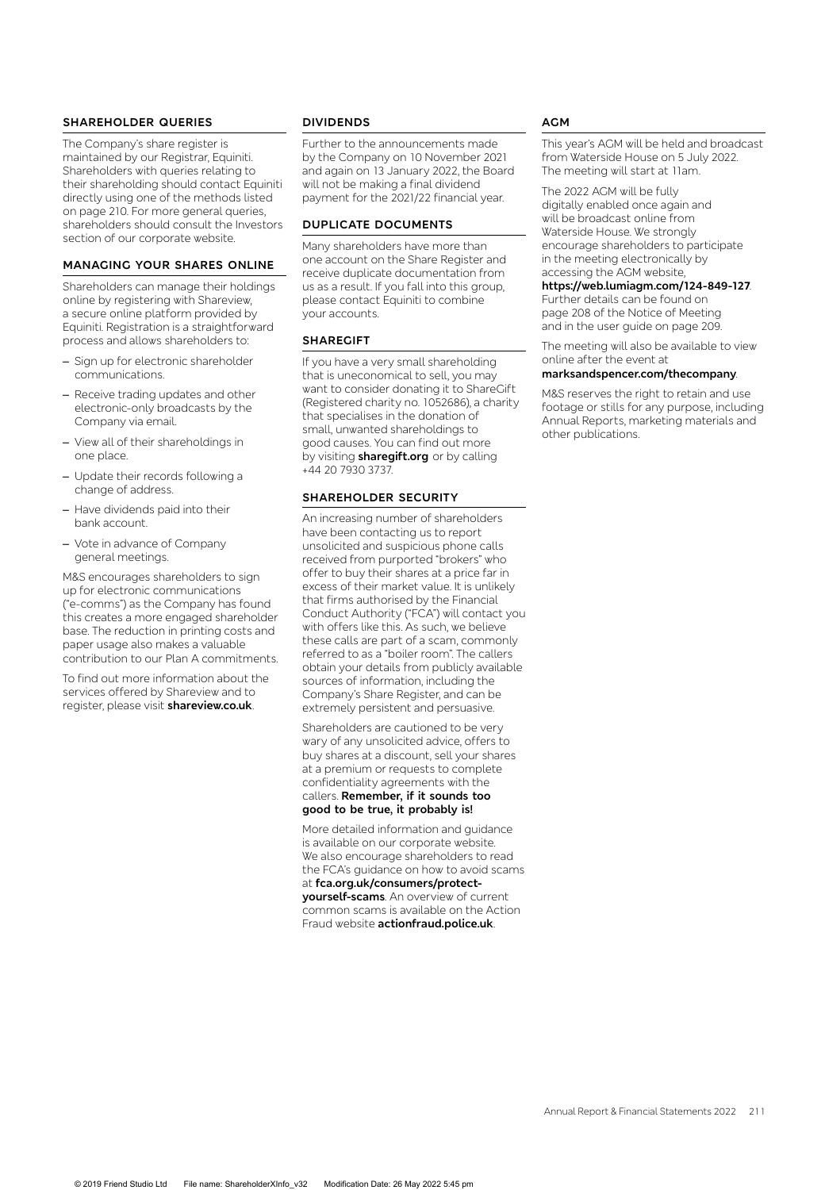## SHAREHOLDER QUERIES

The Company's share register is maintained by our Registrar, Equiniti. Shareholders with queries relating to their shareholding should contact Equiniti directly using one of the methods listed on page 210. For more general queries, shareholders should consult the Investors section of our corporate website.

## MANAGING YOUR SHARES ONLINE

Shareholders can manage their holdings online by registering with Shareview, a secure online platform provided by Equiniti. Registration is a straightforward process and allows shareholders to:

- Sign up for electronic shareholder communications.
- Receive trading updates and other electronic-only broadcasts by the Company via email.
- View all of their shareholdings in one place.
- Update their records following a change of address.
- Have dividends paid into their bank account.
- Vote in advance of Company general meetings.

M&S encourages shareholders to sign up for electronic communications ("e-comms") as the Company has found this creates a more engaged shareholder base. The reduction in printing costs and paper usage also makes a valuable contribution to our Plan A commitments.

To find out more information about the services offered by Shareview and to register, please visit **shareview.co.uk**.

## DIVIDENDS

Further to the announcements made by the Company on 10 November 2021 and again on 13 January 2022, the Board will not be making a final dividend payment for the 2021/22 financial year.

## DUPLICATE DOCUMENTS

Many shareholders have more than one account on the Share Register and receive duplicate documentation from us as a result. If you fall into this group, please contact Equiniti to combine your accounts.

## SHAREGIFT

If you have a very small shareholding that is uneconomical to sell, you may want to consider donating it to ShareGift (Registered charity no. 1052686), a charity that specialises in the donation of small, unwanted shareholdings to good causes. You can find out more by visiting **sharegift.org** or by calling +44 20 7930 3737.

## SHAREHOLDER SECURITY

An increasing number of shareholders have been contacting us to report unsolicited and suspicious phone calls received from purported "brokers" who offer to buy their shares at a price far in excess of their market value. It is unlikely that firms authorised by the Financial Conduct Authority ("FCA") will contact you with offers like this. As such, we believe these calls are part of a scam, commonly referred to as a "boiler room". The callers obtain your details from publicly available sources of information, including the Company's Share Register, and can be extremely persistent and persuasive.

Shareholders are cautioned to be very wary of any unsolicited advice, offers to buy shares at a discount, sell your shares at a premium or requests to complete confidentiality agreements with the callers. **Remember, if it sounds too good to be true, it probably is!**

More detailed information and guidance is available on our corporate website. We also encourage shareholders to read the FCA's guidance on how to avoid scams at **fca.org.uk/consumers/protect-yourself-scams**. An overview of current common scams is available on the Action Fraud website **actionfraud.police.uk**.

## AGM

This year's AGM will be held and broadcast from Waterside House on 5 July 2022. The meeting will start at 11am.

The 2022 AGM will be fully digitally enabled once again and will be broadcast online from Waterside House. We strongly encourage shareholders to participate in the meeting electronically by accessing the AGM website, **https://web.lumiagm.com/124-849-127**. Further details can be found on page 208 of the Notice of Meeting and in the user guide on page 209.

The meeting will also be available to view online after the event at **marksandspencer.com/thecompany**.

M&S reserves the right to retain and use footage or stills for any purpose, including Annual Reports, marketing materials and other publications.